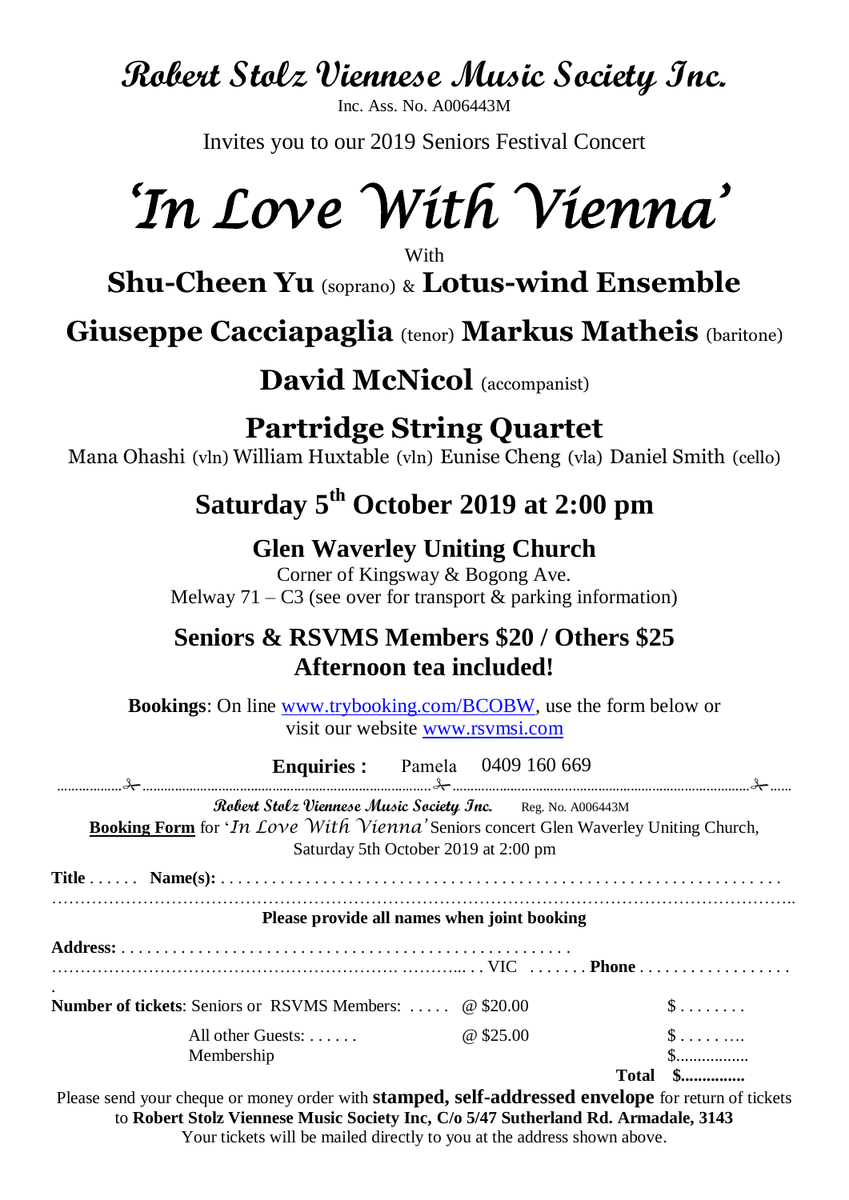# Robert Stolz Viennese Music Society Inc.

Inc. Ass. No. A006443M

Invites you to our 2019 Seniors Festival Concert

# *'In Love With Vienna'*

With

## **Shu-Cheen Yu** (soprano) & **Lotus-wind Ensemble**

## **Giuseppe Cacciapaglia** (tenor) **Markus Matheis** (baritone)

## **David McNicol** (accompanist)

## **Partridge String Quartet**

Mana Ohashi (vln) William Huxtable (vln) Eunise Cheng (vla) Daniel Smith (cello)

## **Saturday 5th October 2019 at 2:00 pm**

### **Glen Waverley Uniting Church**

Corner of Kingsway & Bogong Ave.

Melway 71 – C3 (see over for transport & parking information)

### **Seniors & RSVMS Members $20 / Others $25**
### **Afternoon tea included!**

**Bookings**: On line www.trybooking.com/BCOBW, use the form below or visit our website www.rsvmsi.com

**Enquiries :** Pamela 0409 160 669

---

**Robert Stolz Viennese Music Society Inc.** Reg. No. A006443M

**Booking Form** for '*In Love With Vienna*' Seniors concert Glen Waverley Uniting Church, Saturday 5th October 2019 at 2:00 pm

**Title** . . . . . . **Name(s):** . . . . . . . . . . . . . . . . . . . . . . . . . . . . . . . . . . . . . . . . . . . . . . . . . . . . . . . . . . . . . . . . .

……………………………………………………………………………………………………………………..

**Please provide all names when joint booking**

**Address:** . . . . . . . . . . . . . . . . . . . . . . . . . . . . . . . . . . . . . . . . . . . . . . . . . . . . .

……………………………………………………. ………... . . VIC . . . . . . . **Phone** . . . . . . . . . . . . . . . . . .

**Number of tickets**: Seniors or RSVMS Members: . . . . . @ $20.00 $ . . . . . . . .

All other Guests: . . . . . . @ $25.00 $ . . . . . . ….

Membership $................

**Total $...............**

Please send your cheque or money order with **stamped, self-addressed envelope** for return of tickets to **Robert Stolz Viennese Music Society Inc, C/o 5/47 Sutherland Rd. Armadale, 3143**

Your tickets will be mailed directly to you at the address shown above.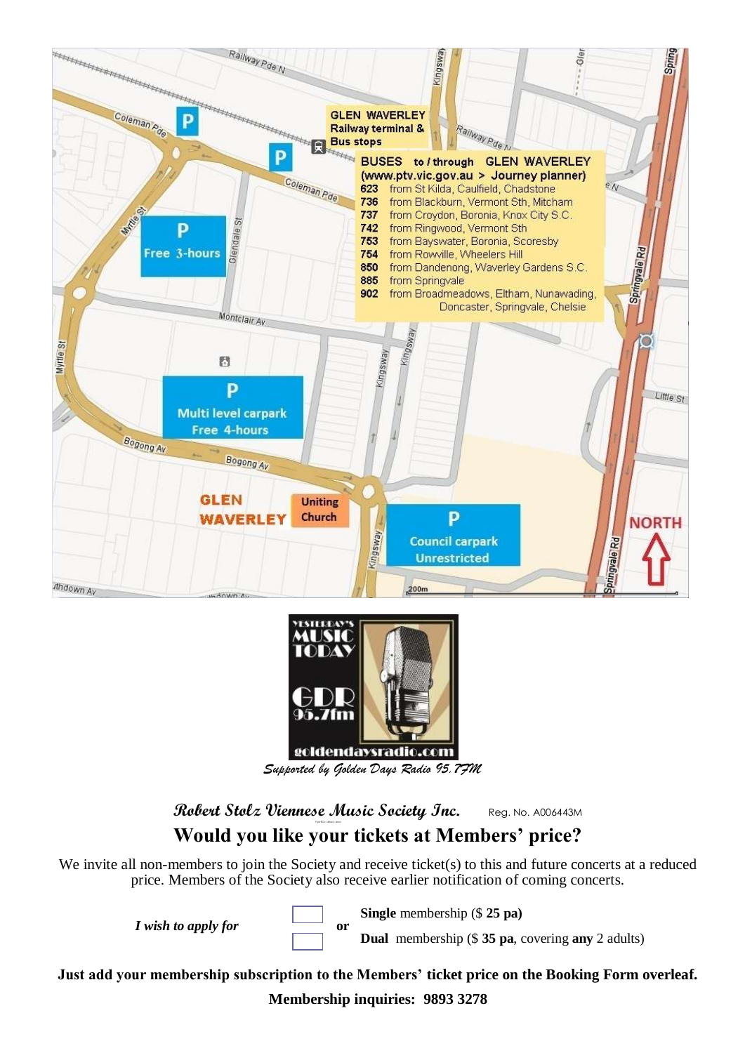GLEN WAVERLEY
Railway terminal &
Bus stops

BUSES to / through GLEN WAVERLEY
(www.ptv.vic.gov.au > Journey planner)

- 623 from St Kilda, Caulfield, Chadstone
- 736 from Blackburn, Vermont Sth, Mitcham
- 737 from Croydon, Boronia, Knox City S.C.
- 742 from Ringwood, Vermont Sth
- 753 from Bayswater, Boronia, Scoresby
- 754 from Rowville, Wheelers Hill
- 850 from Dandenong, Waverley Gardens S.C.
- 885 from Springvale
- 902 from Broadmeadows, Eltham, Nunawading, Doncaster, Springvale, Chelsie

P Free 3-hours

P Multi level carpark Free 4-hours

P Council carpark Unrestricted

GLEN WAVERLEY

Uniting Church

NORTH

200m

*Supported by Golden Days Radio 95.7FM*

***Robert Stolz Viennese Music Society Inc.*** Reg. No. A006443M

## Would you like your tickets at Members' price?

We invite all non-members to join the Society and receive ticket(s) to this and future concerts at a reduced price. Members of the Society also receive earlier notification of coming concerts.

*I wish to apply for* ☐ **Single** membership ($ **25 pa)** **or** ☐ **Dual** membership ($ **35 pa**, covering **any** 2 adults)

**Just add your membership subscription to the Members' ticket price on the Booking Form overleaf.**

**Membership inquiries: 9893 3278**